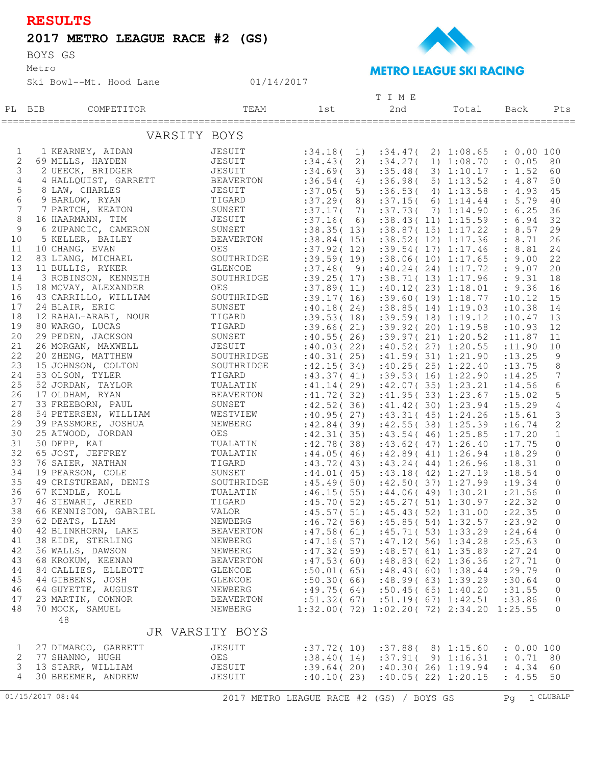# RESULTS

## 2017 METRO LEAGUE RACE #2 (GS)

BOYS GS

Metro

Ski Bowl--Mt. Hood Lane 01/14/2017

METRO LEAGUE SKI RACING

### VARSITY BOYS

| PL | BIB | COMPETITOR | TEAM | 1st | 2nd | Total | Back | Pts |
|---|---|---|---|---|---|---|---|---|
| 1 | 1 | KEARNEY, AIDAN | JESUIT | :34.18( 1) | :34.47( 2) | 1:08.65 | : 0.00 | 100 |
| 2 | 69 | MILLS, HAYDEN | JESUIT | :34.43( 2) | :34.27( 1) | 1:08.70 | : 0.05 | 80 |
| 3 | 2 | UEECK, BRIDGER | JESUIT | :34.69( 3) | :35.48( 3) | 1:10.17 | : 1.52 | 60 |
| 4 | 4 | HALLQUIST, GARRETT | BEAVERTON | :36.54( 4) | :36.98( 5) | 1:13.52 | : 4.87 | 50 |
| 5 | 8 | LAW, CHARLES | JESUIT | :37.05( 5) | :36.53( 4) | 1:13.58 | : 4.93 | 45 |
| 6 | 9 | BARLOW, RYAN | TIGARD | :37.29( 8) | :37.15( 6) | 1:14.44 | : 5.79 | 40 |
| 7 | 7 | PARTCH, KEATON | SUNSET | :37.17( 7) | :37.73( 7) | 1:14.90 | : 6.25 | 36 |
| 8 | 16 | HAARMANN, TIM | JESUIT | :37.16( 6) | :38.43( 11) | 1:15.59 | : 6.94 | 32 |
| 9 | 6 | ZUPANCIC, CAMERON | SUNSET | :38.35( 13) | :38.87( 15) | 1:17.22 | : 8.57 | 29 |
| 10 | 5 | KELLER, BAILEY | BEAVERTON | :38.84( 15) | :38.52( 12) | 1:17.36 | : 8.71 | 26 |
| 11 | 10 | CHANG, EVAN | OES | :37.92( 12) | :39.54( 17) | 1:17.46 | : 8.81 | 24 |
| 12 | 83 | LIANG, MICHAEL | SOUTHRIDGE | :39.59( 19) | :38.06( 10) | 1:17.65 | : 9.00 | 22 |
| 13 | 11 | BULLIS, RYKER | GLENCOE | :37.48( 9) | :40.24( 24) | 1:17.72 | : 9.07 | 20 |
| 14 | 3 | ROBINSON, KENNETH | SOUTHRIDGE | :39.25( 17) | :38.71( 13) | 1:17.96 | : 9.31 | 18 |
| 15 | 18 | MCVAY, ALEXANDER | OES | :37.89( 11) | :40.12( 23) | 1:18.01 | : 9.36 | 16 |
| 16 | 43 | CARRILLO, WILLIAM | SOUTHRIDGE | :39.17( 16) | :39.60( 19) | 1:18.77 | :10.12 | 15 |
| 17 | 24 | BLAIR, ERIC | SUNSET | :40.18( 24) | :38.85( 14) | 1:19.03 | :10.38 | 14 |
| 18 | 12 | RAHAL-ARABI, NOUR | TIGARD | :39.53( 18) | :39.59( 18) | 1:19.12 | :10.47 | 13 |
| 19 | 80 | WARGO, LUCAS | TIGARD | :39.66( 21) | :39.92( 20) | 1:19.58 | :10.93 | 12 |
| 20 | 29 | PEDEN, JACKSON | SUNSET | :40.55( 26) | :39.97( 21) | 1:20.52 | :11.87 | 11 |
| 21 | 26 | MORGAN, MAXWELL | JESUIT | :40.03( 22) | :40.52( 27) | 1:20.55 | :11.90 | 10 |
| 22 | 20 | ZHENG, MATTHEW | SOUTHRIDGE | :40.31( 25) | :41.59( 31) | 1:21.90 | :13.25 | 9 |
| 23 | 15 | JOHNSON, COLTON | SOUTHRIDGE | :42.15( 34) | :40.25( 25) | 1:22.40 | :13.75 | 8 |
| 24 | 53 | OLSON, TYLER | TIGARD | :43.37( 41) | :39.53( 16) | 1:22.90 | :14.25 | 7 |
| 25 | 52 | JORDAN, TAYLOR | TUALATIN | :41.14( 29) | :42.07( 35) | 1:23.21 | :14.56 | 6 |
| 26 | 17 | OLDHAM, RYAN | BEAVERTON | :41.72( 32) | :41.95( 33) | 1:23.67 | :15.02 | 5 |
| 27 | 33 | FREEBORN, PAUL | SUNSET | :42.52( 36) | :41.42( 30) | 1:23.94 | :15.29 | 4 |
| 28 | 54 | PETERSEN, WILLIAM | WESTVIEW | :40.95( 27) | :43.31( 45) | 1:24.26 | :15.61 | 3 |
| 29 | 39 | PASSMORE, JOSHUA | NEWBERG | :42.84( 39) | :42.55( 38) | 1:25.39 | :16.74 | 2 |
| 30 | 25 | ATWOOD, JORDAN | OES | :42.31( 35) | :43.54( 46) | 1:25.85 | :17.20 | 1 |
| 31 | 50 | DEPP, KAI | TUALATIN | :42.78( 38) | :43.62( 47) | 1:26.40 | :17.75 | 0 |
| 32 | 65 | JOST, JEFFREY | TUALATIN | :44.05( 46) | :42.89( 41) | 1:26.94 | :18.29 | 0 |
| 33 | 76 | SAIER, NATHAN | TIGARD | :43.72( 43) | :43.24( 44) | 1:26.96 | :18.31 | 0 |
| 34 | 19 | PEARSON, COLE | SUNSET | :44.01( 45) | :43.18( 42) | 1:27.19 | :18.54 | 0 |
| 35 | 49 | CRISTUREAN, DENIS | SOUTHRIDGE | :45.49( 50) | :42.50( 37) | 1:27.99 | :19.34 | 0 |
| 36 | 67 | KINDLE, KOLL | TUALATIN | :46.15( 55) | :44.06( 49) | 1:30.21 | :21.56 | 0 |
| 37 | 46 | STEWART, JERED | TIGARD | :45.70( 52) | :45.27( 51) | 1:30.97 | :22.32 | 0 |
| 38 | 66 | KENNISTON, GABRIEL | VALOR | :45.57( 51) | :45.43( 52) | 1:31.00 | :22.35 | 0 |
| 39 | 62 | DEATS, LIAM | NEWBERG | :46.72( 56) | :45.85( 54) | 1:32.57 | :23.92 | 0 |
| 40 | 42 | BLINKHORN, LAKE | BEAVERTON | :47.58( 61) | :45.71( 53) | 1:33.29 | :24.64 | 0 |
| 41 | 38 | EIDE, STERLING | NEWBERG | :47.16( 57) | :47.12( 56) | 1:34.28 | :25.63 | 0 |
| 42 | 56 | WALLS, DAWSON | NEWBERG | :47.32( 59) | :48.57( 61) | 1:35.89 | :27.24 | 0 |
| 43 | 68 | KROKUM, KEENAN | BEAVERTON | :47.53( 60) | :48.83( 62) | 1:36.36 | :27.71 | 0 |
| 44 | 84 | CALLIES, ELLEOTT | GLENCOE | :50.01( 65) | :48.43( 60) | 1:38.44 | :29.79 | 0 |
| 45 | 44 | GIBBENS, JOSH | GLENCOE | :50.30( 66) | :48.99( 63) | 1:39.29 | :30.64 | 0 |
| 46 | 64 | GUYETTE, AUGUST | NEWBERG | :49.75( 64) | :50.45( 65) | 1:40.20 | :31.55 | 0 |
| 47 | 23 | MARTIN, CONNOR | BEAVERTON | :51.32( 67) | :51.19( 67) | 1:42.51 | :33.86 | 0 |
| 48 | 70 | MOCK, SAMUEL | NEWBERG | 1:32.00( 72) | 1:02.20( 72) | 2:34.20 | 1:25.55 | 0 |

48

### JR VARSITY BOYS

| PL | BIB | COMPETITOR | TEAM | 1st | 2nd | Total | Back | Pts |
|---|---|---|---|---|---|---|---|---|
| 1 | 27 | DIMARCO, GARRETT | JESUIT | :37.72( 10) | :37.88( 8) | 1:15.60 | : 0.00 | 100 |
| 2 | 77 | SHANNO, HUGH | OES | :38.40( 14) | :37.91( 9) | 1:16.31 | : 0.71 | 80 |
| 3 | 13 | STARR, WILLIAM | JESUIT | :39.64( 20) | :40.30( 26) | 1:19.94 | : 4.34 | 60 |
| 4 | 30 | BREEMER, ANDREW | JESUIT | :40.10( 23) | :40.05( 22) | 1:20.15 | : 4.55 | 50 |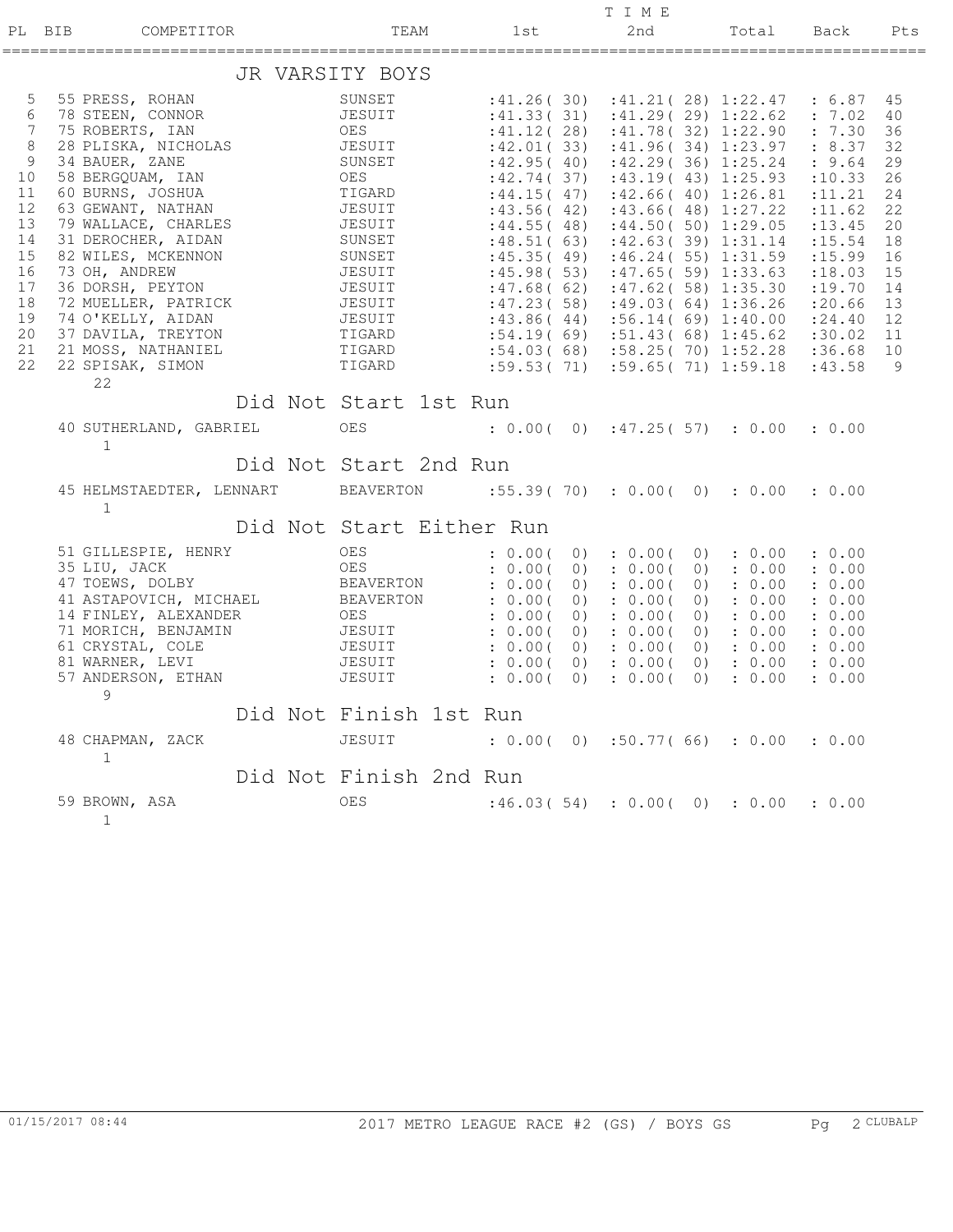| PL | BIB | COMPETITOR | TEAM | TIME 1st | TIME 2nd | Total | Back | Pts |
|---|---|---|---|---|---|---|---|---|
| | | **JR VARSITY BOYS** | | | | | | |
| 5 | 55 | PRESS, ROHAN | SUNSET | :41.26( 30) | :41.21( 28) | 1:22.47 | : 6.87 | 45 |
| 6 | 78 | STEEN, CONNOR | JESUIT | :41.33( 31) | :41.29( 29) | 1:22.62 | : 7.02 | 40 |
| 7 | 75 | ROBERTS, IAN | OES | :41.12( 28) | :41.78( 32) | 1:22.90 | : 7.30 | 36 |
| 8 | 28 | PLISKA, NICHOLAS | JESUIT | :42.01( 33) | :41.96( 34) | 1:23.97 | : 8.37 | 32 |
| 9 | 34 | BAUER, ZANE | SUNSET | :42.95( 40) | :42.29( 36) | 1:25.24 | : 9.64 | 29 |
| 10 | 58 | BERGQUAM, IAN | OES | :42.74( 37) | :43.19( 43) | 1:25.93 | :10.33 | 26 |
| 11 | 60 | BURNS, JOSHUA | TIGARD | :44.15( 47) | :42.66( 40) | 1:26.81 | :11.21 | 24 |
| 12 | 63 | GEWANT, NATHAN | JESUIT | :43.56( 42) | :43.66( 48) | 1:27.22 | :11.62 | 22 |
| 13 | 79 | WALLACE, CHARLES | JESUIT | :44.55( 48) | :44.50( 50) | 1:29.05 | :13.45 | 20 |
| 14 | 31 | DEROCHER, AIDAN | SUNSET | :48.51( 63) | :42.63( 39) | 1:31.14 | :15.54 | 18 |
| 15 | 82 | WILES, MCKENNON | SUNSET | :45.35( 49) | :46.24( 55) | 1:31.59 | :15.99 | 16 |
| 16 | 73 | OH, ANDREW | JESUIT | :45.98( 53) | :47.65( 59) | 1:33.63 | :18.03 | 15 |
| 17 | 36 | DORSH, PEYTON | JESUIT | :47.68( 62) | :47.62( 58) | 1:35.30 | :19.70 | 14 |
| 18 | 72 | MUELLER, PATRICK | JESUIT | :47.23( 58) | :49.03( 64) | 1:36.26 | :20.66 | 13 |
| 19 | 74 | O'KELLY, AIDAN | JESUIT | :43.86( 44) | :56.14( 69) | 1:40.00 | :24.40 | 12 |
| 20 | 37 | DAVILA, TREYTON | TIGARD | :54.19( 69) | :51.43( 68) | 1:45.62 | :30.02 | 11 |
| 21 | 21 | MOSS, NATHANIEL | TIGARD | :54.03( 68) | :58.25( 70) | 1:52.28 | :36.68 | 10 |
| 22 | 22 | SPISAK, SIMON | TIGARD | :59.53( 71) | :59.65( 71) | 1:59.18 | :43.58 | 9 |
| | 22 | | | | | | | |
| | | **Did Not Start 1st Run** | | | | | | |
| | 40 | SUTHERLAND, GABRIEL | OES | : 0.00( 0) | :47.25( 57) | : 0.00 | : 0.00 | |
| | 1 | | | | | | | |
| | | **Did Not Start 2nd Run** | | | | | | |
| | 45 | HELMSTAEDTER, LENNART | BEAVERTON | :55.39( 70) | : 0.00( 0) | : 0.00 | : 0.00 | |
| | 1 | | | | | | | |
| | | **Did Not Start Either Run** | | | | | | |
| | 51 | GILLESPIE, HENRY | OES | : 0.00( 0) | : 0.00( 0) | : 0.00 | : 0.00 | |
| | 35 | LIU, JACK | OES | : 0.00( 0) | : 0.00( 0) | : 0.00 | : 0.00 | |
| | 47 | TOEWS, DOLBY | BEAVERTON | : 0.00( 0) | : 0.00( 0) | : 0.00 | : 0.00 | |
| | 41 | ASTAPOVICH, MICHAEL | BEAVERTON | : 0.00( 0) | : 0.00( 0) | : 0.00 | : 0.00 | |
| | 14 | FINLEY, ALEXANDER | OES | : 0.00( 0) | : 0.00( 0) | : 0.00 | : 0.00 | |
| | 71 | MORICH, BENJAMIN | JESUIT | : 0.00( 0) | : 0.00( 0) | : 0.00 | : 0.00 | |
| | 61 | CRYSTAL, COLE | JESUIT | : 0.00( 0) | : 0.00( 0) | : 0.00 | : 0.00 | |
| | 81 | WARNER, LEVI | JESUIT | : 0.00( 0) | : 0.00( 0) | : 0.00 | : 0.00 | |
| | 57 | ANDERSON, ETHAN | JESUIT | : 0.00( 0) | : 0.00( 0) | : 0.00 | : 0.00 | |
| | 9 | | | | | | | |
| | | **Did Not Finish 1st Run** | | | | | | |
| | 48 | CHAPMAN, ZACK | JESUIT | : 0.00( 0) | :50.77( 66) | : 0.00 | : 0.00 | |
| | 1 | | | | | | | |
| | | **Did Not Finish 2nd Run** | | | | | | |
| | 59 | BROWN, ASA | OES | :46.03( 54) | : 0.00( 0) | : 0.00 | : 0.00 | |
| | 1 | | | | | | | |

01/15/2017 08:44 — 2017 METRO LEAGUE RACE #2 (GS) / BOYS GS — CLUBALP